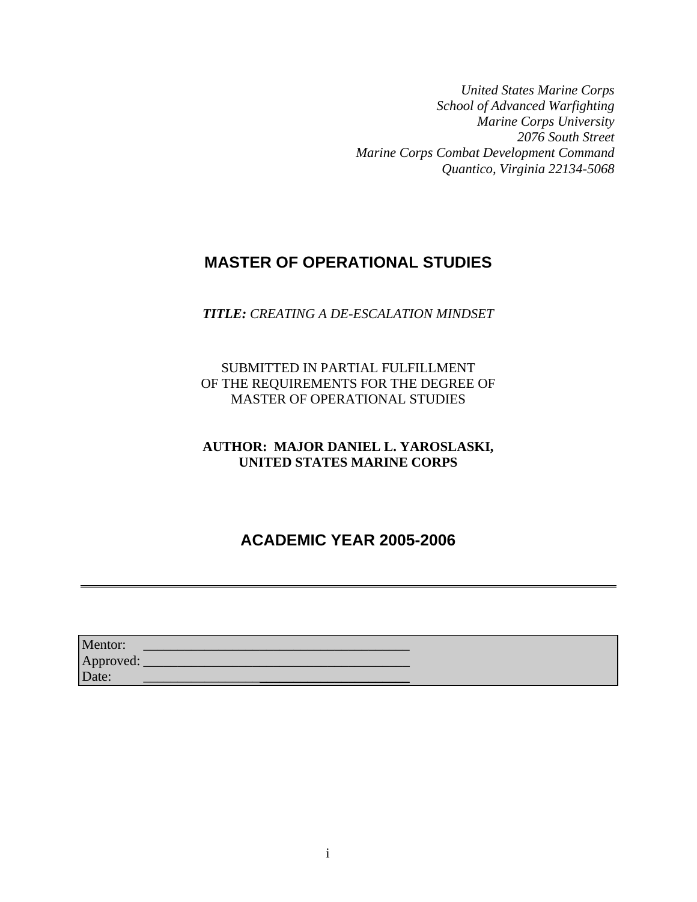*United States Marine Corps*
*School of Advanced Warfighting*
*Marine Corps University*
*2076 South Street*
*Marine Corps Combat Development Command*
*Quantico, Virginia 22134-5068*

# MASTER OF OPERATIONAL STUDIES

***TITLE:*** *CREATING A DE-ESCALATION MINDSET*

SUBMITTED IN PARTIAL FULFILLMENT
OF THE REQUIREMENTS FOR THE DEGREE OF
MASTER OF OPERATIONAL STUDIES

**AUTHOR: MAJOR DANIEL L. YAROSLASKI,**
**UNITED STATES MARINE CORPS**

## ACADEMIC YEAR 2005-2006

---

Mentor: ______________________________________
Approved: ______________________________________
Date: ______________________________________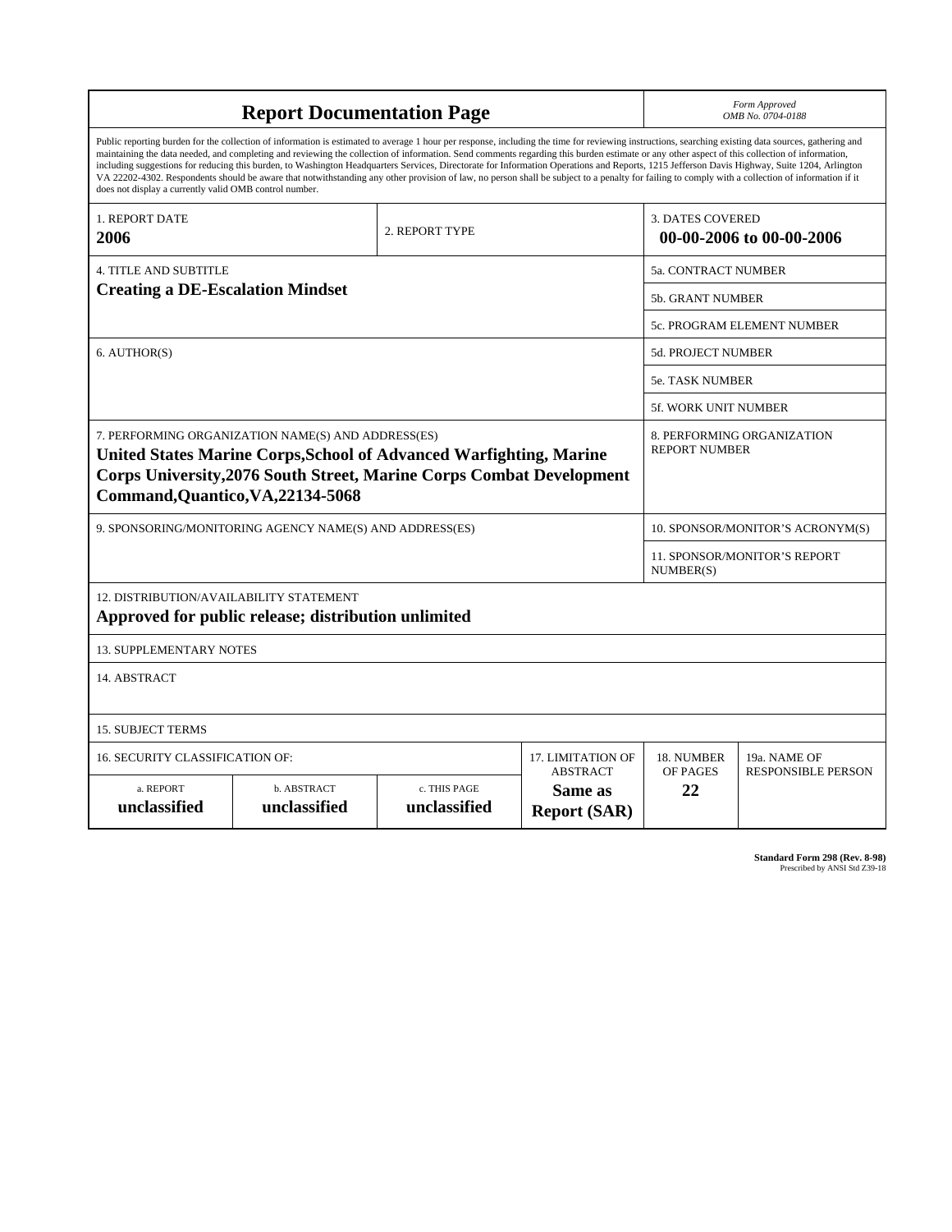# Report Documentation Page

*Form Approved*
*OMB No. 0704-0188*

Public reporting burden for the collection of information is estimated to average 1 hour per response, including the time for reviewing instructions, searching existing data sources, gathering and maintaining the data needed, and completing and reviewing the collection of information. Send comments regarding this burden estimate or any other aspect of this collection of information, including suggestions for reducing this burden, to Washington Headquarters Services, Directorate for Information Operations and Reports, 1215 Jefferson Davis Highway, Suite 1204, Arlington VA 22202-4302. Respondents should be aware that notwithstanding any other provision of law, no person shall be subject to a penalty for failing to comply with a collection of information if it does not display a currently valid OMB control number.

| | | |
|---|---|---|
| 1. REPORT DATE<br>**2006** | 2. REPORT TYPE | 3. DATES COVERED<br>**00-00-2006 to 00-00-2006** |

| | |
|---|---|
| 4. TITLE AND SUBTITLE<br>**Creating a DE-Escalation Mindset** | 5a. CONTRACT NUMBER |
| | 5b. GRANT NUMBER |
| | 5c. PROGRAM ELEMENT NUMBER |
| 6. AUTHOR(S) | 5d. PROJECT NUMBER |
| | 5e. TASK NUMBER |
| | 5f. WORK UNIT NUMBER |
| 7. PERFORMING ORGANIZATION NAME(S) AND ADDRESS(ES)<br>**United States Marine Corps,School of Advanced Warfighting, Marine Corps University,2076 South Street, Marine Corps Combat Development Command,Quantico,VA,22134-5068** | 8. PERFORMING ORGANIZATION REPORT NUMBER |
| 9. SPONSORING/MONITORING AGENCY NAME(S) AND ADDRESS(ES) | 10. SPONSOR/MONITOR'S ACRONYM(S) |
| | 11. SPONSOR/MONITOR'S REPORT NUMBER(S) |

12. DISTRIBUTION/AVAILABILITY STATEMENT
**Approved for public release; distribution unlimited**

13. SUPPLEMENTARY NOTES

14. ABSTRACT

15. SUBJECT TERMS

| 16. SECURITY CLASSIFICATION OF: | | | 17. LIMITATION OF ABSTRACT | 18. NUMBER OF PAGES | 19a. NAME OF RESPONSIBLE PERSON |
|---|---|---|---|---|---|
| a. REPORT<br>**unclassified** | b. ABSTRACT<br>**unclassified** | c. THIS PAGE<br>**unclassified** | **Same as Report (SAR)** | **22** | |

**Standard Form 298 (Rev. 8-98)**
Prescribed by ANSI Std Z39-18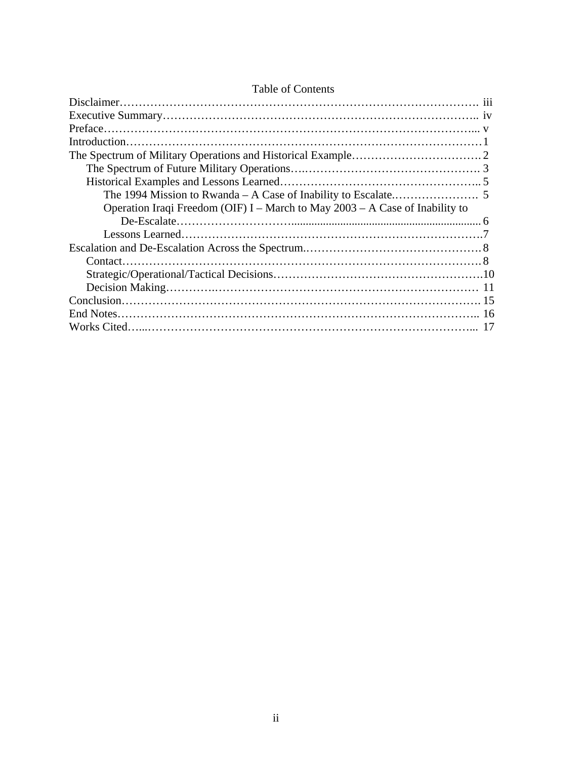Table of Contents

Disclaimer………………………………………………………………………………. iii
Executive Summary…………………………………………………………………….. iv
Preface…………………………………………………………………………………... v
Introduction………………………………………………………………………………1
The Spectrum of Military Operations and Historical Example……………………………2
    The Spectrum of Future Military Operations….………………………………………. 3
    Historical Examples and Lessons Learned…………………………………………….. 5
        The 1994 Mission to Rwanda – A Case of Inability to Escalate.…………………. 5
        Operation Iraqi Freedom (OIF) I – March to May 2003 – A Case of Inability to De-Escalate…………………….................................................................... 6
        Lessons Learned…………………………………………………………………….7
Escalation and De-Escalation Across the Spectrum.………………………………………8
    Contact……………………………………………………………………………………8
    Strategic/Operational/Tactical Decisions……………………………………………….10
    Decision Making………….……………………………………………………………. 11
Conclusion………………………………………………………………………………. 15
End Notes……………………………………………………………………………….. 16
Works Cited…...………………………………………………………………………... 17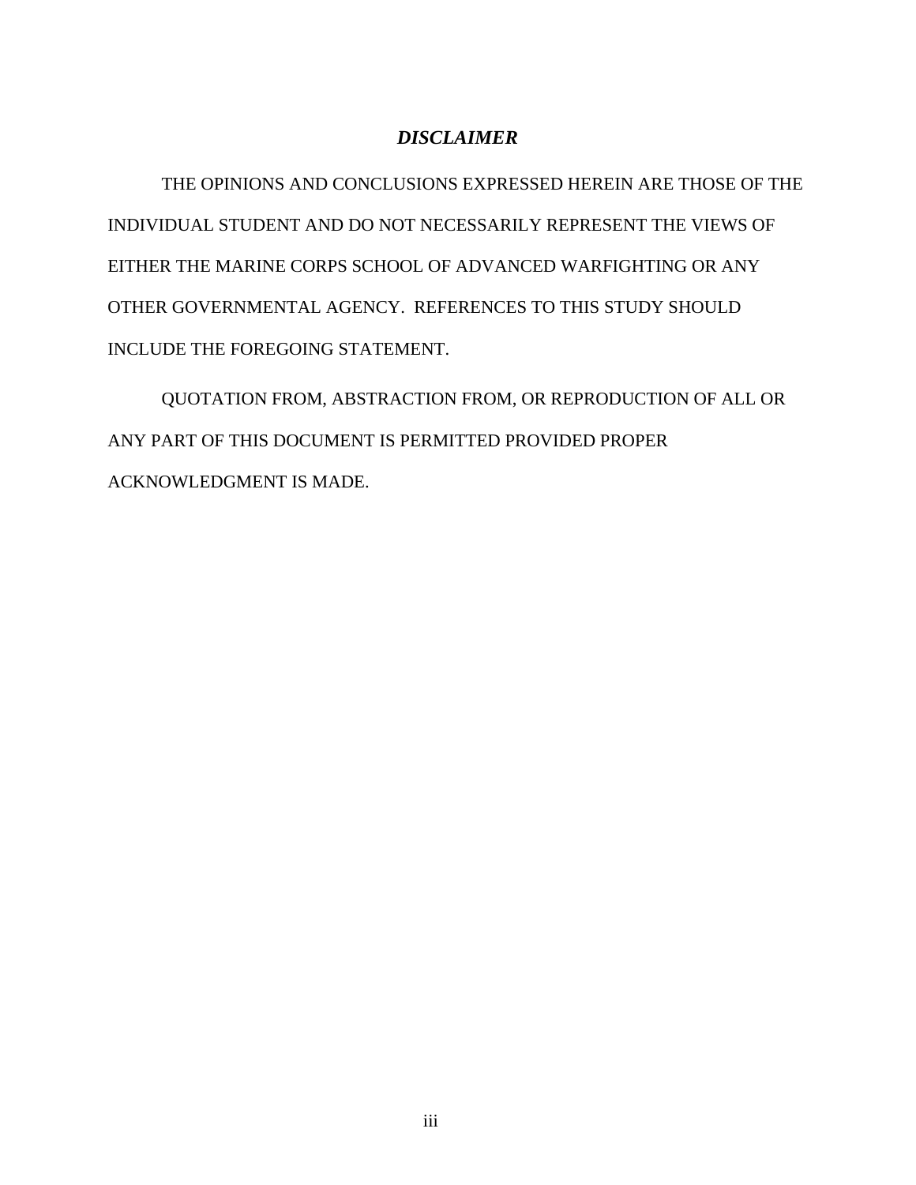## *DISCLAIMER*

THE OPINIONS AND CONCLUSIONS EXPRESSED HEREIN ARE THOSE OF THE INDIVIDUAL STUDENT AND DO NOT NECESSARILY REPRESENT THE VIEWS OF EITHER THE MARINE CORPS SCHOOL OF ADVANCED WARFIGHTING OR ANY OTHER GOVERNMENTAL AGENCY. REFERENCES TO THIS STUDY SHOULD INCLUDE THE FOREGOING STATEMENT.

QUOTATION FROM, ABSTRACTION FROM, OR REPRODUCTION OF ALL OR ANY PART OF THIS DOCUMENT IS PERMITTED PROVIDED PROPER ACKNOWLEDGMENT IS MADE.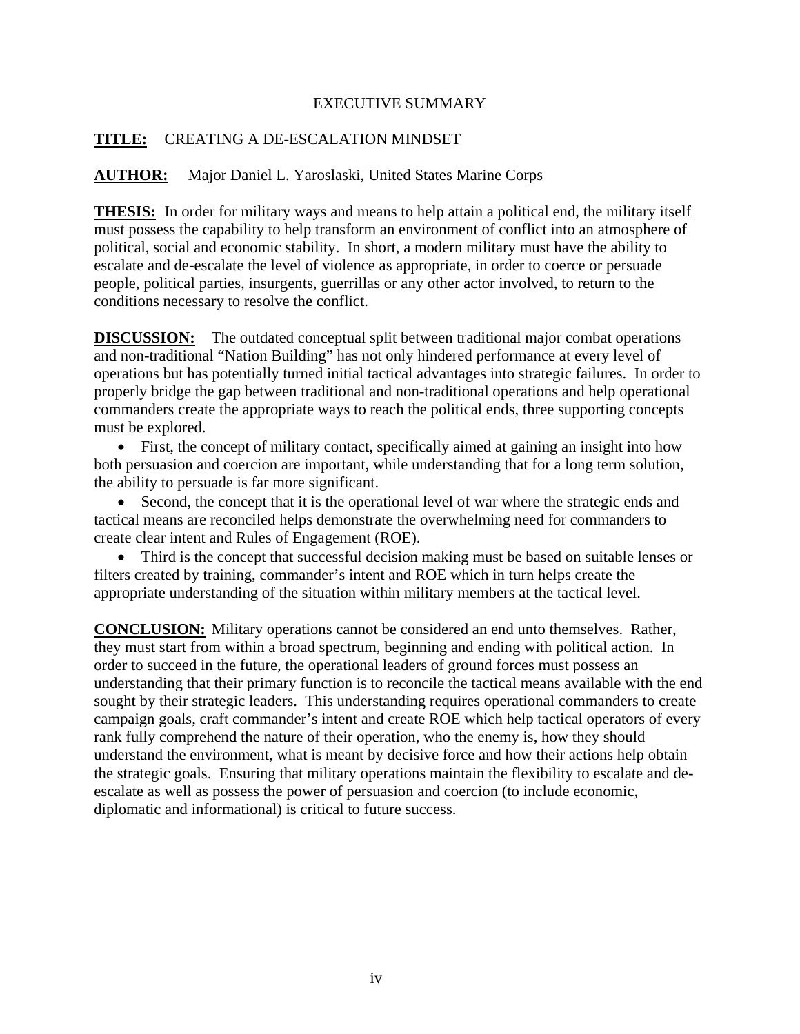# EXECUTIVE SUMMARY

**TITLE:** CREATING A DE-ESCALATION MINDSET

**AUTHOR:** Major Daniel L. Yaroslaski, United States Marine Corps

**THESIS:** In order for military ways and means to help attain a political end, the military itself must possess the capability to help transform an environment of conflict into an atmosphere of political, social and economic stability. In short, a modern military must have the ability to escalate and de-escalate the level of violence as appropriate, in order to coerce or persuade people, political parties, insurgents, guerrillas or any other actor involved, to return to the conditions necessary to resolve the conflict.

**DISCUSSION:** The outdated conceptual split between traditional major combat operations and non-traditional "Nation Building" has not only hindered performance at every level of operations but has potentially turned initial tactical advantages into strategic failures. In order to properly bridge the gap between traditional and non-traditional operations and help operational commanders create the appropriate ways to reach the political ends, three supporting concepts must be explored.

- First, the concept of military contact, specifically aimed at gaining an insight into how both persuasion and coercion are important, while understanding that for a long term solution, the ability to persuade is far more significant.
- Second, the concept that it is the operational level of war where the strategic ends and tactical means are reconciled helps demonstrate the overwhelming need for commanders to create clear intent and Rules of Engagement (ROE).
- Third is the concept that successful decision making must be based on suitable lenses or filters created by training, commander's intent and ROE which in turn helps create the appropriate understanding of the situation within military members at the tactical level.

**CONCLUSION:** Military operations cannot be considered an end unto themselves. Rather, they must start from within a broad spectrum, beginning and ending with political action. In order to succeed in the future, the operational leaders of ground forces must possess an understanding that their primary function is to reconcile the tactical means available with the end sought by their strategic leaders. This understanding requires operational commanders to create campaign goals, craft commander's intent and create ROE which help tactical operators of every rank fully comprehend the nature of their operation, who the enemy is, how they should understand the environment, what is meant by decisive force and how their actions help obtain the strategic goals. Ensuring that military operations maintain the flexibility to escalate and de-escalate as well as possess the power of persuasion and coercion (to include economic, diplomatic and informational) is critical to future success.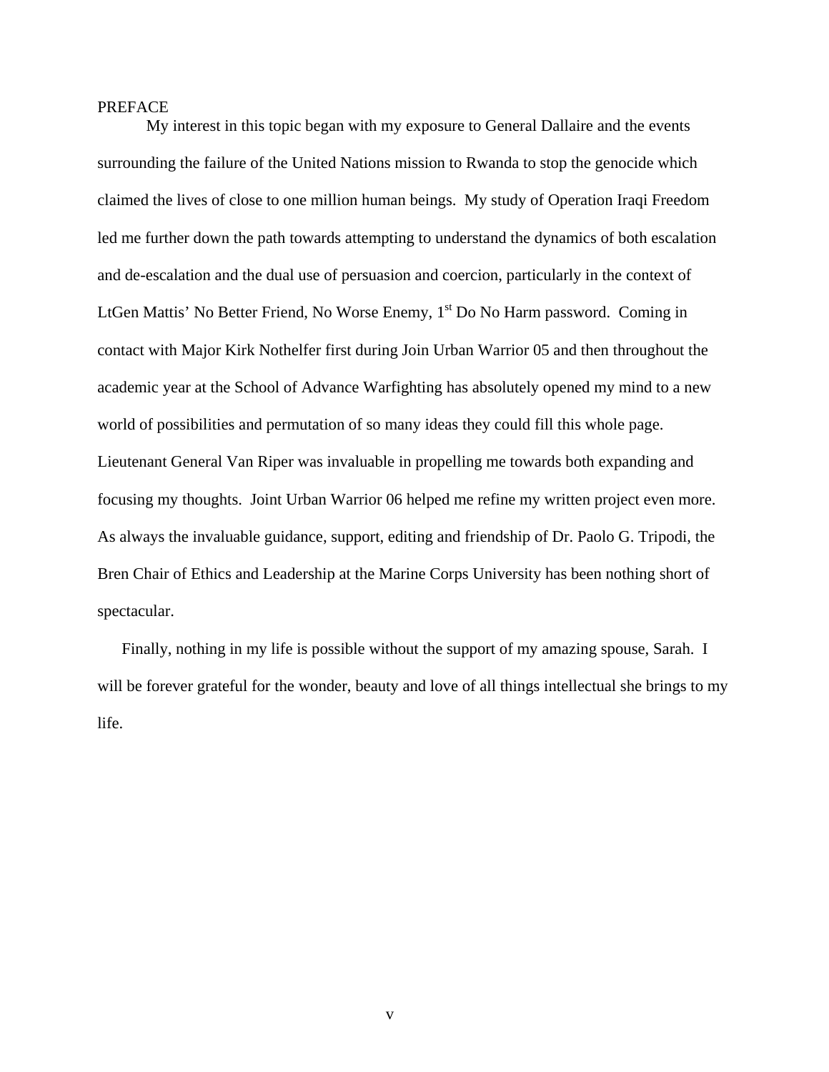# PREFACE

My interest in this topic began with my exposure to General Dallaire and the events surrounding the failure of the United Nations mission to Rwanda to stop the genocide which claimed the lives of close to one million human beings. My study of Operation Iraqi Freedom led me further down the path towards attempting to understand the dynamics of both escalation and de-escalation and the dual use of persuasion and coercion, particularly in the context of LtGen Mattis' No Better Friend, No Worse Enemy, 1st Do No Harm password. Coming in contact with Major Kirk Nothelfer first during Join Urban Warrior 05 and then throughout the academic year at the School of Advance Warfighting has absolutely opened my mind to a new world of possibilities and permutation of so many ideas they could fill this whole page. Lieutenant General Van Riper was invaluable in propelling me towards both expanding and focusing my thoughts. Joint Urban Warrior 06 helped me refine my written project even more. As always the invaluable guidance, support, editing and friendship of Dr. Paolo G. Tripodi, the Bren Chair of Ethics and Leadership at the Marine Corps University has been nothing short of spectacular.

Finally, nothing in my life is possible without the support of my amazing spouse, Sarah. I will be forever grateful for the wonder, beauty and love of all things intellectual she brings to my life.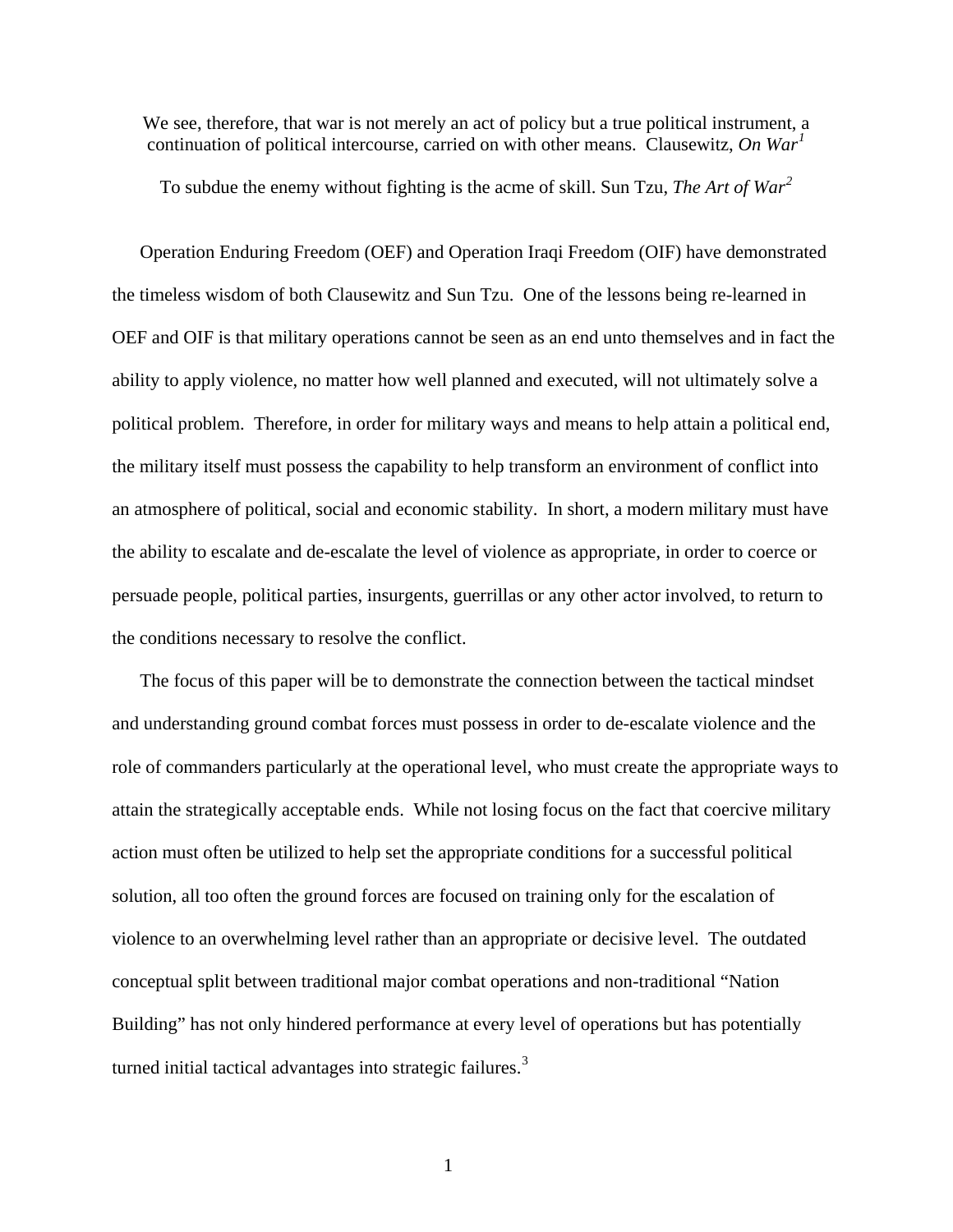We see, therefore, that war is not merely an act of policy but a true political instrument, a continuation of political intercourse, carried on with other means. Clausewitz, *On War*[1]

To subdue the enemy without fighting is the acme of skill. Sun Tzu, *The Art of War*[2]

Operation Enduring Freedom (OEF) and Operation Iraqi Freedom (OIF) have demonstrated the timeless wisdom of both Clausewitz and Sun Tzu. One of the lessons being re-learned in OEF and OIF is that military operations cannot be seen as an end unto themselves and in fact the ability to apply violence, no matter how well planned and executed, will not ultimately solve a political problem. Therefore, in order for military ways and means to help attain a political end, the military itself must possess the capability to help transform an environment of conflict into an atmosphere of political, social and economic stability. In short, a modern military must have the ability to escalate and de-escalate the level of violence as appropriate, in order to coerce or persuade people, political parties, insurgents, guerrillas or any other actor involved, to return to the conditions necessary to resolve the conflict.

The focus of this paper will be to demonstrate the connection between the tactical mindset and understanding ground combat forces must possess in order to de-escalate violence and the role of commanders particularly at the operational level, who must create the appropriate ways to attain the strategically acceptable ends. While not losing focus on the fact that coercive military action must often be utilized to help set the appropriate conditions for a successful political solution, all too often the ground forces are focused on training only for the escalation of violence to an overwhelming level rather than an appropriate or decisive level. The outdated conceptual split between traditional major combat operations and non-traditional "Nation Building" has not only hindered performance at every level of operations but has potentially turned initial tactical advantages into strategic failures.[3]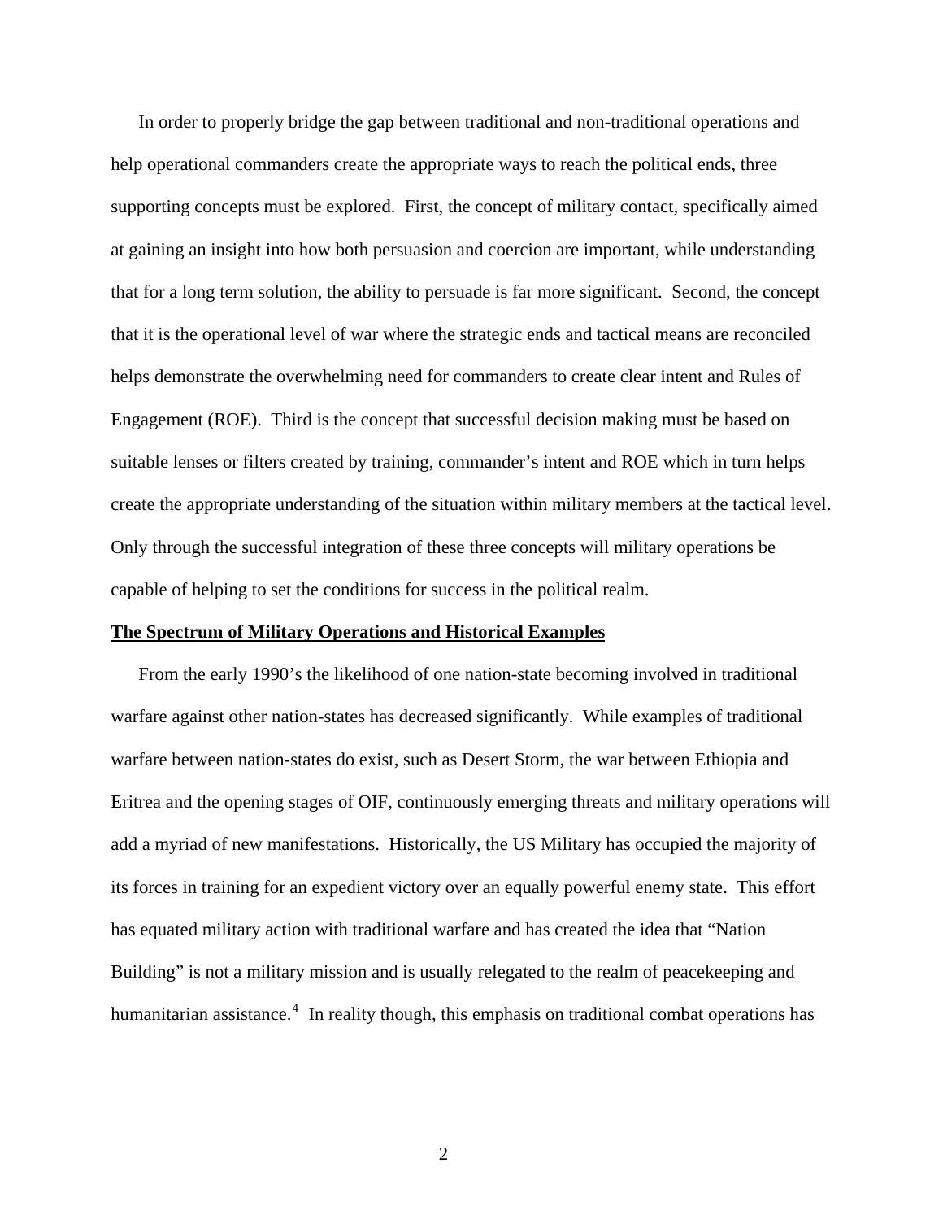In order to properly bridge the gap between traditional and non-traditional operations and help operational commanders create the appropriate ways to reach the political ends, three supporting concepts must be explored. First, the concept of military contact, specifically aimed at gaining an insight into how both persuasion and coercion are important, while understanding that for a long term solution, the ability to persuade is far more significant. Second, the concept that it is the operational level of war where the strategic ends and tactical means are reconciled helps demonstrate the overwhelming need for commanders to create clear intent and Rules of Engagement (ROE). Third is the concept that successful decision making must be based on suitable lenses or filters created by training, commander's intent and ROE which in turn helps create the appropriate understanding of the situation within military members at the tactical level. Only through the successful integration of these three concepts will military operations be capable of helping to set the conditions for success in the political realm.

**The Spectrum of Military Operations and Historical Examples**

From the early 1990's the likelihood of one nation-state becoming involved in traditional warfare against other nation-states has decreased significantly. While examples of traditional warfare between nation-states do exist, such as Desert Storm, the war between Ethiopia and Eritrea and the opening stages of OIF, continuously emerging threats and military operations will add a myriad of new manifestations. Historically, the US Military has occupied the majority of its forces in training for an expedient victory over an equally powerful enemy state. This effort has equated military action with traditional warfare and has created the idea that "Nation Building" is not a military mission and is usually relegated to the realm of peacekeeping and humanitarian assistance.[4] In reality though, this emphasis on traditional combat operations has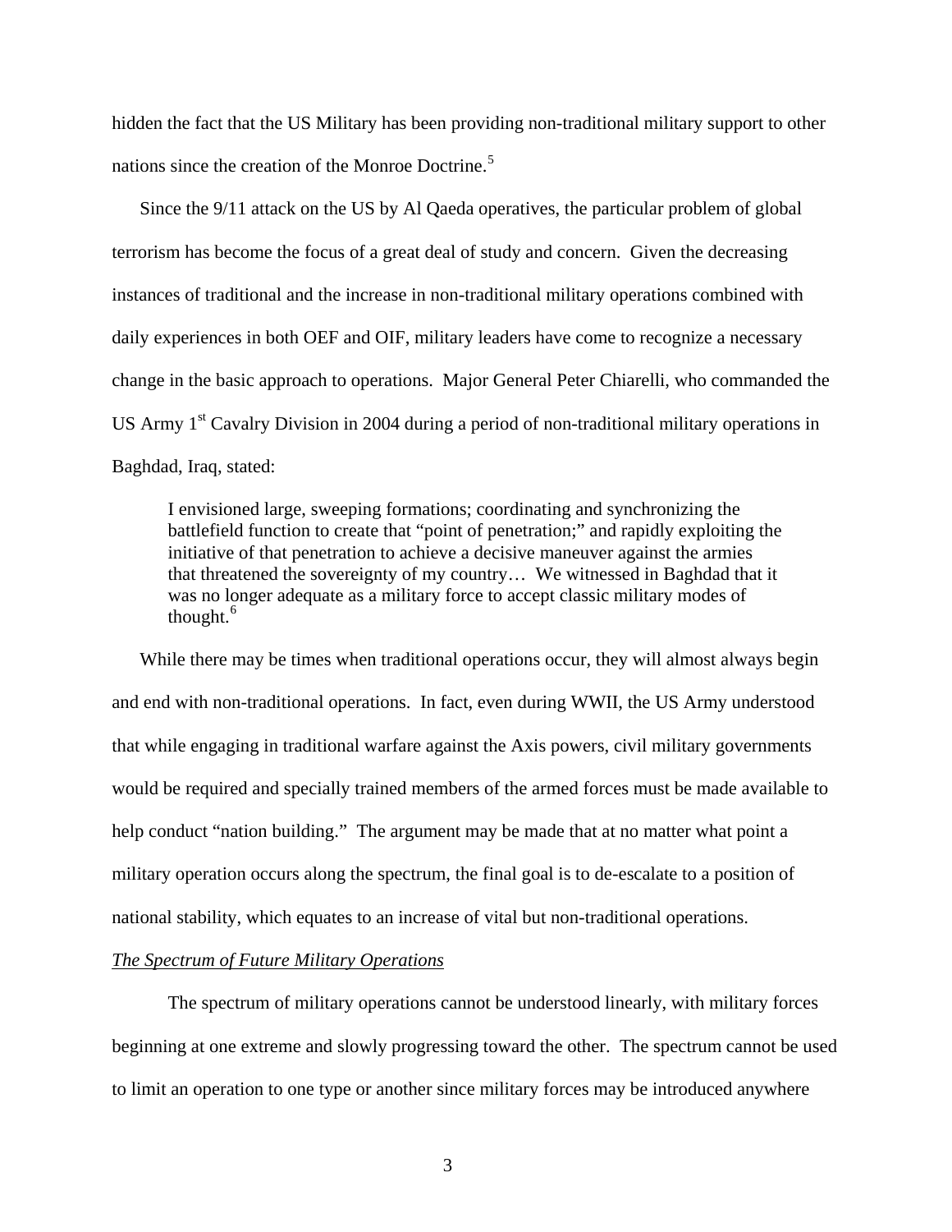hidden the fact that the US Military has been providing non-traditional military support to other nations since the creation of the Monroe Doctrine.[5]

Since the 9/11 attack on the US by Al Qaeda operatives, the particular problem of global terrorism has become the focus of a great deal of study and concern. Given the decreasing instances of traditional and the increase in non-traditional military operations combined with daily experiences in both OEF and OIF, military leaders have come to recognize a necessary change in the basic approach to operations. Major General Peter Chiarelli, who commanded the US Army 1st Cavalry Division in 2004 during a period of non-traditional military operations in Baghdad, Iraq, stated:

> I envisioned large, sweeping formations; coordinating and synchronizing the battlefield function to create that "point of penetration;" and rapidly exploiting the initiative of that penetration to achieve a decisive maneuver against the armies that threatened the sovereignty of my country… We witnessed in Baghdad that it was no longer adequate as a military force to accept classic military modes of thought.[6]

While there may be times when traditional operations occur, they will almost always begin and end with non-traditional operations. In fact, even during WWII, the US Army understood that while engaging in traditional warfare against the Axis powers, civil military governments would be required and specially trained members of the armed forces must be made available to help conduct "nation building." The argument may be made that at no matter what point a military operation occurs along the spectrum, the final goal is to de-escalate to a position of national stability, which equates to an increase of vital but non-traditional operations.

*The Spectrum of Future Military Operations*

The spectrum of military operations cannot be understood linearly, with military forces beginning at one extreme and slowly progressing toward the other. The spectrum cannot be used to limit an operation to one type or another since military forces may be introduced anywhere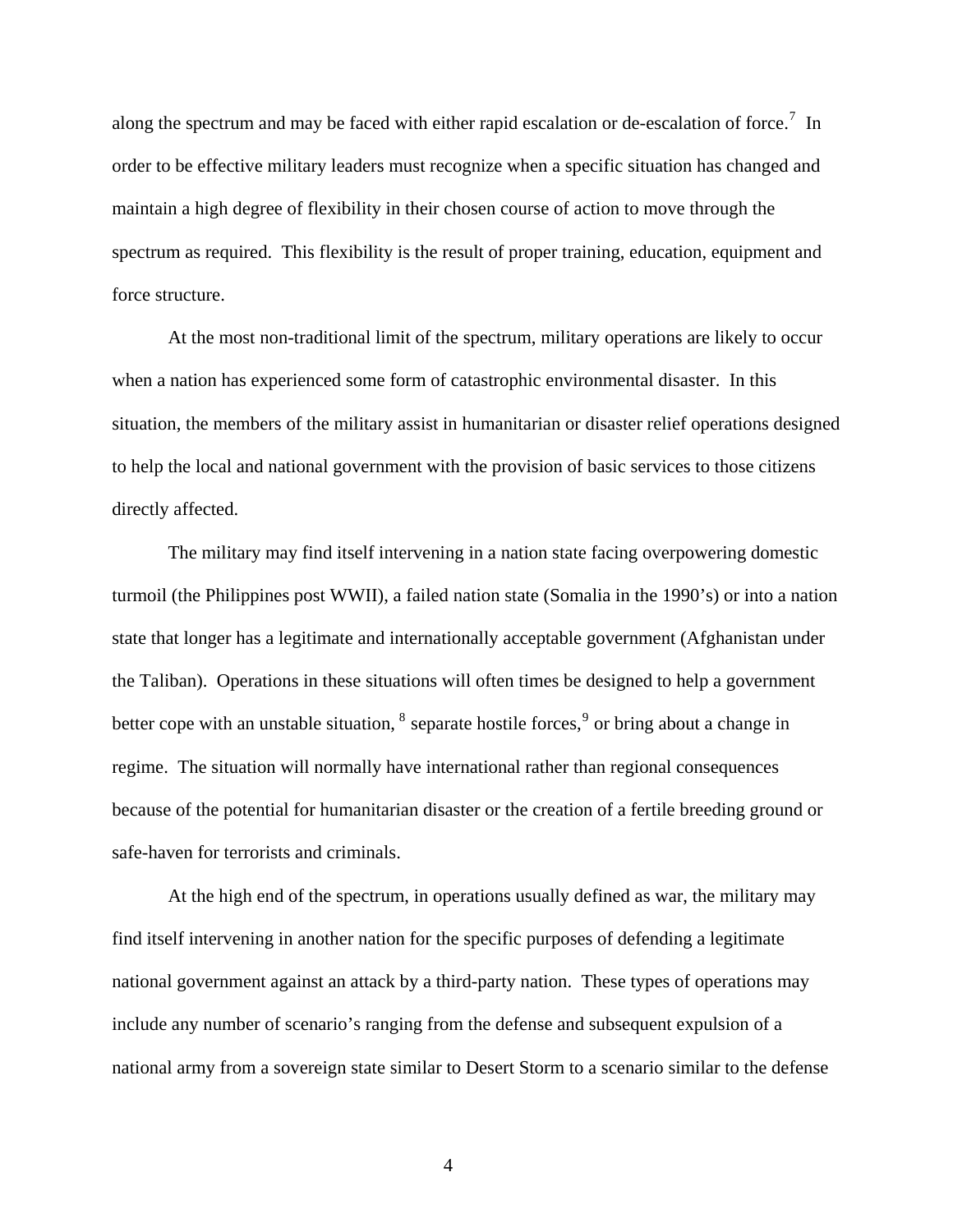along the spectrum and may be faced with either rapid escalation or de-escalation of force.[7] In order to be effective military leaders must recognize when a specific situation has changed and maintain a high degree of flexibility in their chosen course of action to move through the spectrum as required. This flexibility is the result of proper training, education, equipment and force structure.

At the most non-traditional limit of the spectrum, military operations are likely to occur when a nation has experienced some form of catastrophic environmental disaster. In this situation, the members of the military assist in humanitarian or disaster relief operations designed to help the local and national government with the provision of basic services to those citizens directly affected.

The military may find itself intervening in a nation state facing overpowering domestic turmoil (the Philippines post WWII), a failed nation state (Somalia in the 1990's) or into a nation state that longer has a legitimate and internationally acceptable government (Afghanistan under the Taliban). Operations in these situations will often times be designed to help a government better cope with an unstable situation, [8] separate hostile forces,[9] or bring about a change in regime. The situation will normally have international rather than regional consequences because of the potential for humanitarian disaster or the creation of a fertile breeding ground or safe-haven for terrorists and criminals.

At the high end of the spectrum, in operations usually defined as war, the military may find itself intervening in another nation for the specific purposes of defending a legitimate national government against an attack by a third-party nation. These types of operations may include any number of scenario's ranging from the defense and subsequent expulsion of a national army from a sovereign state similar to Desert Storm to a scenario similar to the defense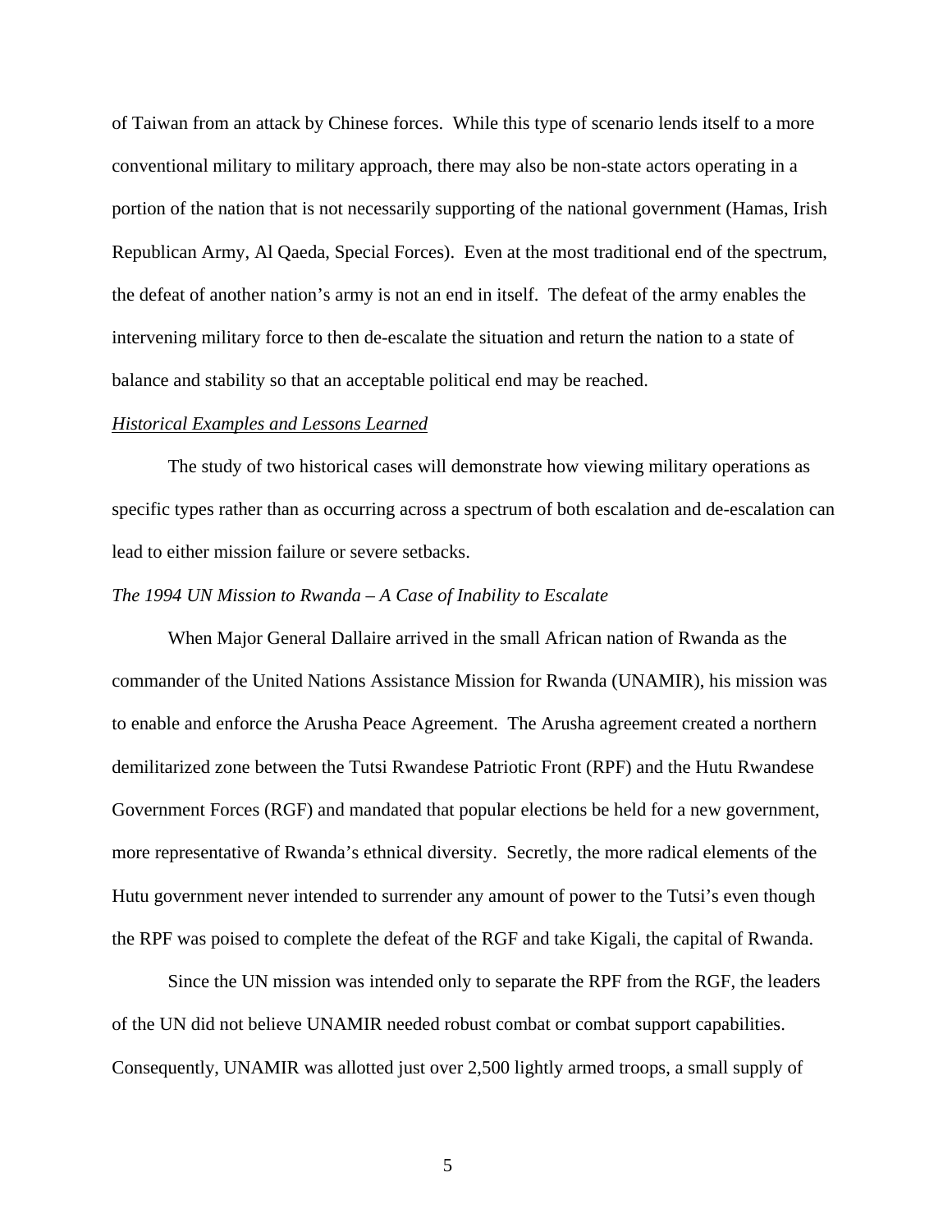of Taiwan from an attack by Chinese forces. While this type of scenario lends itself to a more conventional military to military approach, there may also be non-state actors operating in a portion of the nation that is not necessarily supporting of the national government (Hamas, Irish Republican Army, Al Qaeda, Special Forces). Even at the most traditional end of the spectrum, the defeat of another nation's army is not an end in itself. The defeat of the army enables the intervening military force to then de-escalate the situation and return the nation to a state of balance and stability so that an acceptable political end may be reached.

*Historical Examples and Lessons Learned*

The study of two historical cases will demonstrate how viewing military operations as specific types rather than as occurring across a spectrum of both escalation and de-escalation can lead to either mission failure or severe setbacks.

*The 1994 UN Mission to Rwanda – A Case of Inability to Escalate*

When Major General Dallaire arrived in the small African nation of Rwanda as the commander of the United Nations Assistance Mission for Rwanda (UNAMIR), his mission was to enable and enforce the Arusha Peace Agreement. The Arusha agreement created a northern demilitarized zone between the Tutsi Rwandese Patriotic Front (RPF) and the Hutu Rwandese Government Forces (RGF) and mandated that popular elections be held for a new government, more representative of Rwanda's ethnical diversity. Secretly, the more radical elements of the Hutu government never intended to surrender any amount of power to the Tutsi's even though the RPF was poised to complete the defeat of the RGF and take Kigali, the capital of Rwanda.

Since the UN mission was intended only to separate the RPF from the RGF, the leaders of the UN did not believe UNAMIR needed robust combat or combat support capabilities. Consequently, UNAMIR was allotted just over 2,500 lightly armed troops, a small supply of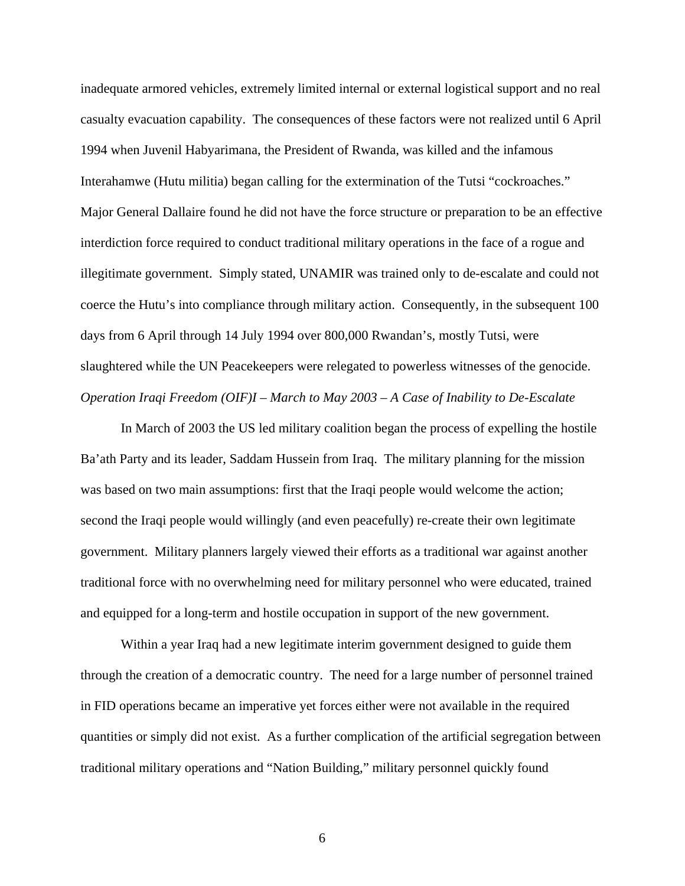inadequate armored vehicles, extremely limited internal or external logistical support and no real casualty evacuation capability. The consequences of these factors were not realized until 6 April 1994 when Juvenil Habyarimana, the President of Rwanda, was killed and the infamous Interahamwe (Hutu militia) began calling for the extermination of the Tutsi "cockroaches." Major General Dallaire found he did not have the force structure or preparation to be an effective interdiction force required to conduct traditional military operations in the face of a rogue and illegitimate government. Simply stated, UNAMIR was trained only to de-escalate and could not coerce the Hutu's into compliance through military action. Consequently, in the subsequent 100 days from 6 April through 14 July 1994 over 800,000 Rwandan's, mostly Tutsi, were slaughtered while the UN Peacekeepers were relegated to powerless witnesses of the genocide.

*Operation Iraqi Freedom (OIF)I – March to May 2003 – A Case of Inability to De-Escalate*

In March of 2003 the US led military coalition began the process of expelling the hostile Ba'ath Party and its leader, Saddam Hussein from Iraq. The military planning for the mission was based on two main assumptions: first that the Iraqi people would welcome the action; second the Iraqi people would willingly (and even peacefully) re-create their own legitimate government. Military planners largely viewed their efforts as a traditional war against another traditional force with no overwhelming need for military personnel who were educated, trained and equipped for a long-term and hostile occupation in support of the new government.

Within a year Iraq had a new legitimate interim government designed to guide them through the creation of a democratic country. The need for a large number of personnel trained in FID operations became an imperative yet forces either were not available in the required quantities or simply did not exist. As a further complication of the artificial segregation between traditional military operations and "Nation Building," military personnel quickly found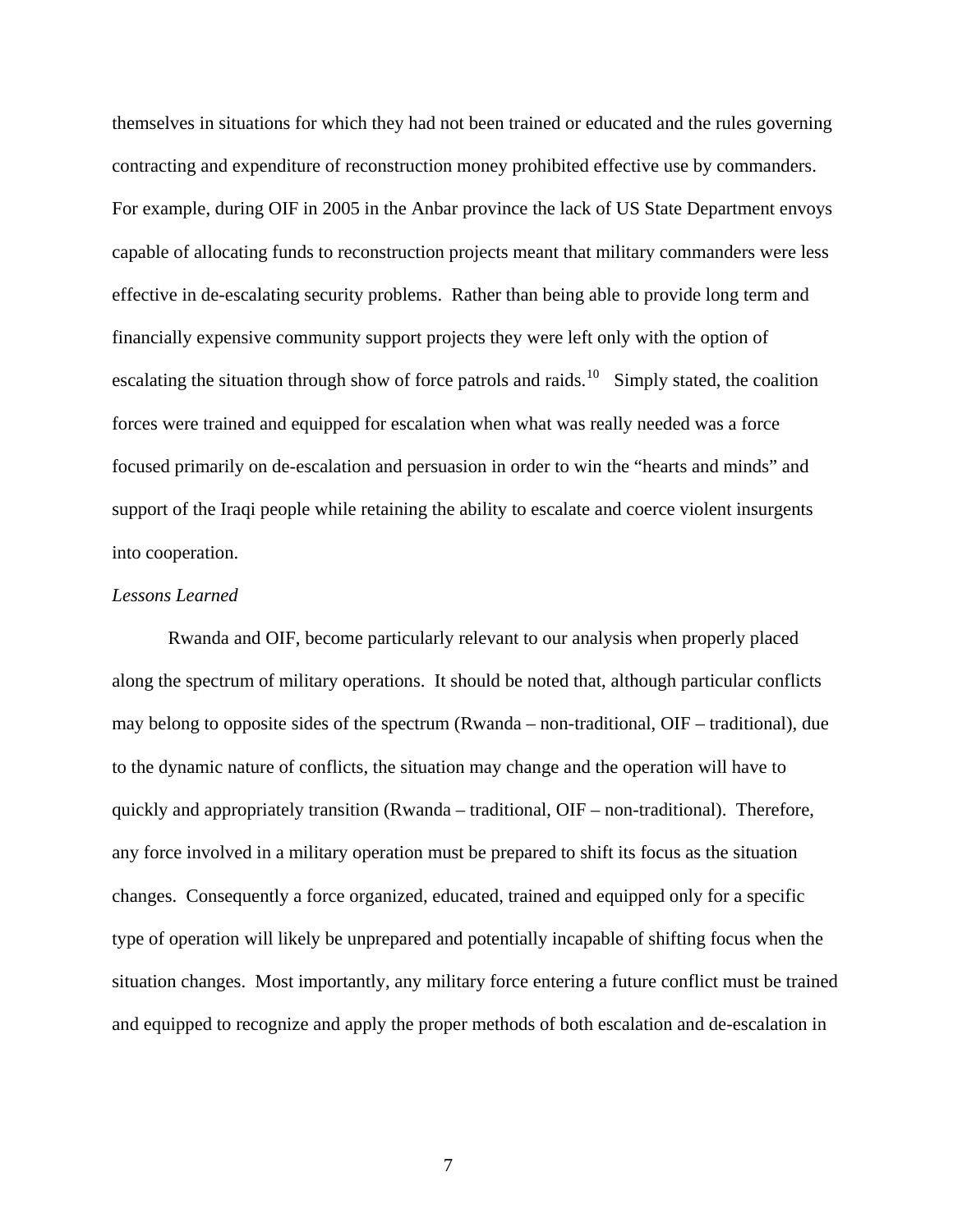themselves in situations for which they had not been trained or educated and the rules governing contracting and expenditure of reconstruction money prohibited effective use by commanders. For example, during OIF in 2005 in the Anbar province the lack of US State Department envoys capable of allocating funds to reconstruction projects meant that military commanders were less effective in de-escalating security problems. Rather than being able to provide long term and financially expensive community support projects they were left only with the option of escalating the situation through show of force patrols and raids.[10] Simply stated, the coalition forces were trained and equipped for escalation when what was really needed was a force focused primarily on de-escalation and persuasion in order to win the "hearts and minds" and support of the Iraqi people while retaining the ability to escalate and coerce violent insurgents into cooperation.

*Lessons Learned*

Rwanda and OIF, become particularly relevant to our analysis when properly placed along the spectrum of military operations. It should be noted that, although particular conflicts may belong to opposite sides of the spectrum (Rwanda – non-traditional, OIF – traditional), due to the dynamic nature of conflicts, the situation may change and the operation will have to quickly and appropriately transition (Rwanda – traditional, OIF – non-traditional). Therefore, any force involved in a military operation must be prepared to shift its focus as the situation changes. Consequently a force organized, educated, trained and equipped only for a specific type of operation will likely be unprepared and potentially incapable of shifting focus when the situation changes. Most importantly, any military force entering a future conflict must be trained and equipped to recognize and apply the proper methods of both escalation and de-escalation in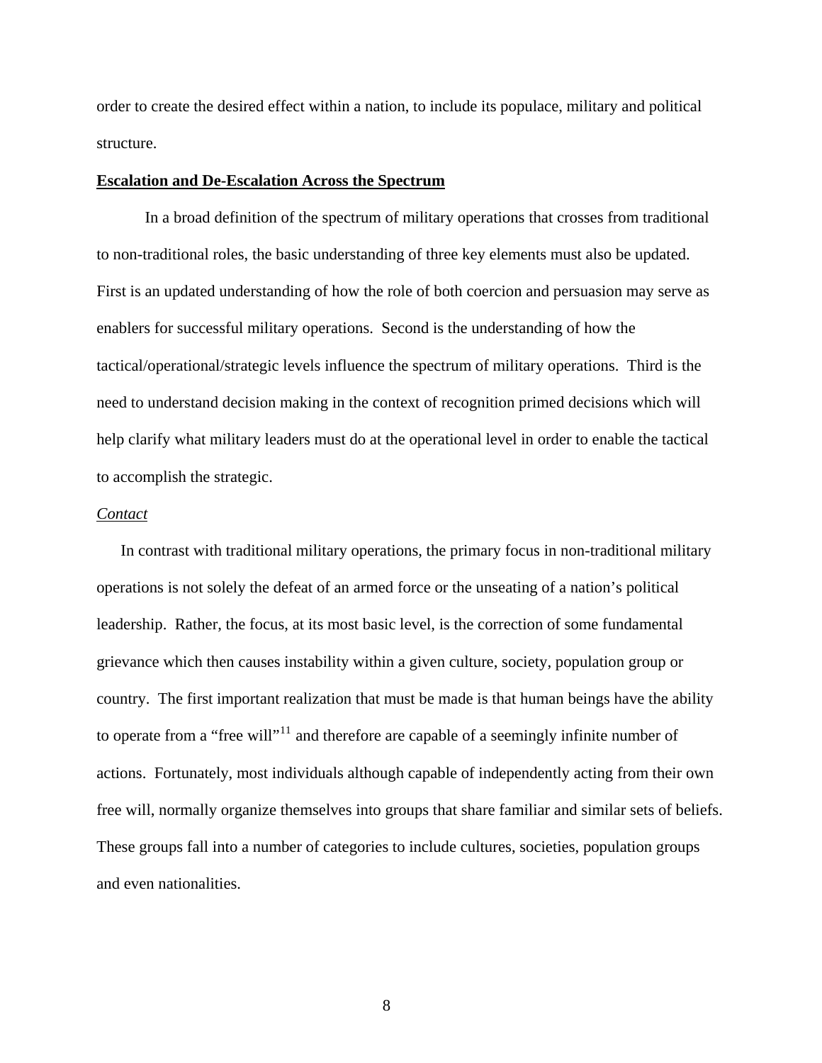order to create the desired effect within a nation, to include its populace, military and political structure.

## Escalation and De-Escalation Across the Spectrum

In a broad definition of the spectrum of military operations that crosses from traditional to non-traditional roles, the basic understanding of three key elements must also be updated. First is an updated understanding of how the role of both coercion and persuasion may serve as enablers for successful military operations. Second is the understanding of how the tactical/operational/strategic levels influence the spectrum of military operations. Third is the need to understand decision making in the context of recognition primed decisions which will help clarify what military leaders must do at the operational level in order to enable the tactical to accomplish the strategic.

### *Contact*

In contrast with traditional military operations, the primary focus in non-traditional military operations is not solely the defeat of an armed force or the unseating of a nation's political leadership. Rather, the focus, at its most basic level, is the correction of some fundamental grievance which then causes instability within a given culture, society, population group or country. The first important realization that must be made is that human beings have the ability to operate from a "free will"[11] and therefore are capable of a seemingly infinite number of actions. Fortunately, most individuals although capable of independently acting from their own free will, normally organize themselves into groups that share familiar and similar sets of beliefs. These groups fall into a number of categories to include cultures, societies, population groups and even nationalities.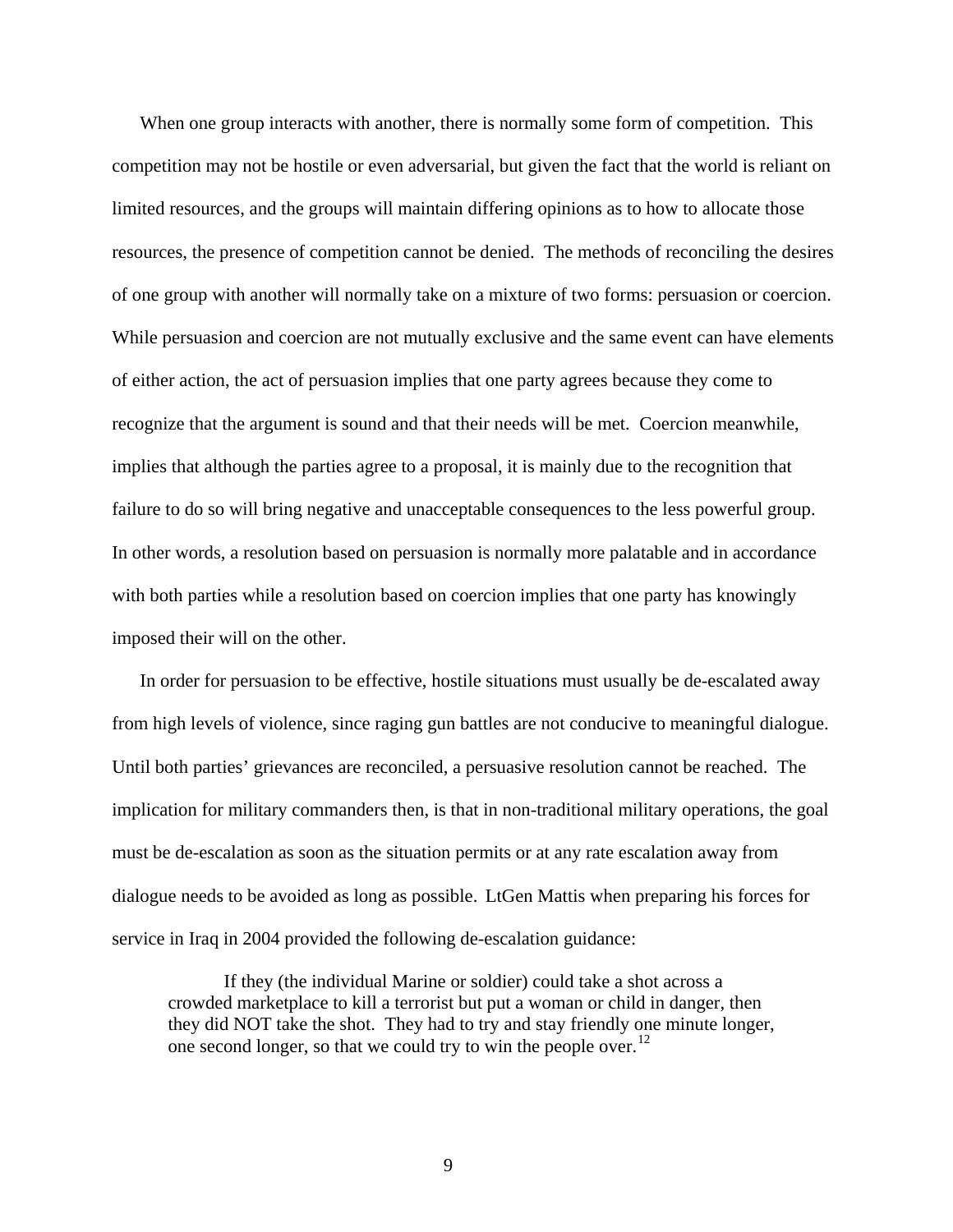When one group interacts with another, there is normally some form of competition. This competition may not be hostile or even adversarial, but given the fact that the world is reliant on limited resources, and the groups will maintain differing opinions as to how to allocate those resources, the presence of competition cannot be denied. The methods of reconciling the desires of one group with another will normally take on a mixture of two forms: persuasion or coercion. While persuasion and coercion are not mutually exclusive and the same event can have elements of either action, the act of persuasion implies that one party agrees because they come to recognize that the argument is sound and that their needs will be met. Coercion meanwhile, implies that although the parties agree to a proposal, it is mainly due to the recognition that failure to do so will bring negative and unacceptable consequences to the less powerful group. In other words, a resolution based on persuasion is normally more palatable and in accordance with both parties while a resolution based on coercion implies that one party has knowingly imposed their will on the other.

In order for persuasion to be effective, hostile situations must usually be de-escalated away from high levels of violence, since raging gun battles are not conducive to meaningful dialogue. Until both parties' grievances are reconciled, a persuasive resolution cannot be reached. The implication for military commanders then, is that in non-traditional military operations, the goal must be de-escalation as soon as the situation permits or at any rate escalation away from dialogue needs to be avoided as long as possible. LtGen Mattis when preparing his forces for service in Iraq in 2004 provided the following de-escalation guidance:

> If they (the individual Marine or soldier) could take a shot across a crowded marketplace to kill a terrorist but put a woman or child in danger, then they did NOT take the shot. They had to try and stay friendly one minute longer, one second longer, so that we could try to win the people over.[12]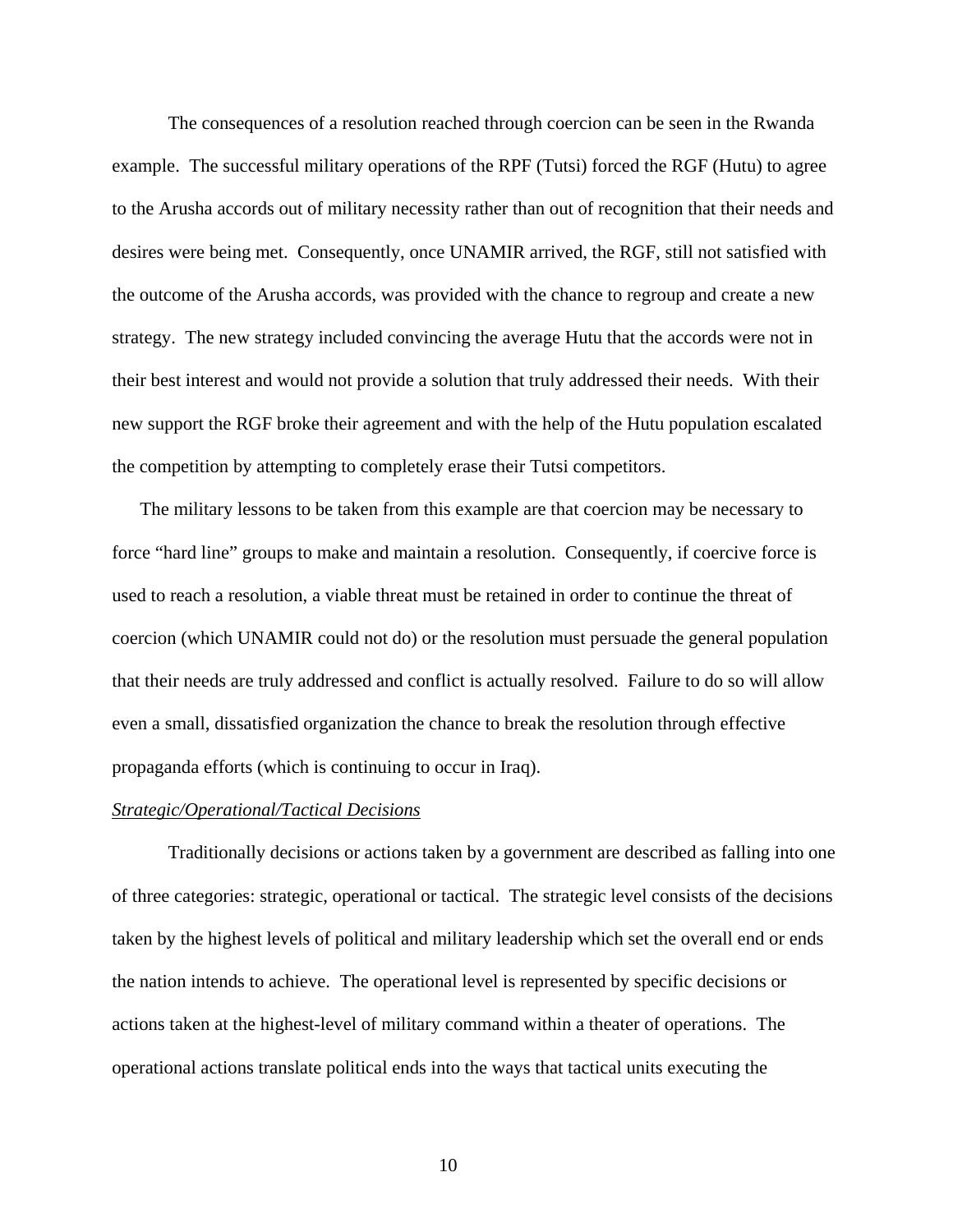The consequences of a resolution reached through coercion can be seen in the Rwanda example. The successful military operations of the RPF (Tutsi) forced the RGF (Hutu) to agree to the Arusha accords out of military necessity rather than out of recognition that their needs and desires were being met. Consequently, once UNAMIR arrived, the RGF, still not satisfied with the outcome of the Arusha accords, was provided with the chance to regroup and create a new strategy. The new strategy included convincing the average Hutu that the accords were not in their best interest and would not provide a solution that truly addressed their needs. With their new support the RGF broke their agreement and with the help of the Hutu population escalated the competition by attempting to completely erase their Tutsi competitors.

The military lessons to be taken from this example are that coercion may be necessary to force "hard line" groups to make and maintain a resolution. Consequently, if coercive force is used to reach a resolution, a viable threat must be retained in order to continue the threat of coercion (which UNAMIR could not do) or the resolution must persuade the general population that their needs are truly addressed and conflict is actually resolved. Failure to do so will allow even a small, dissatisfied organization the chance to break the resolution through effective propaganda efforts (which is continuing to occur in Iraq).

*Strategic/Operational/Tactical Decisions*

Traditionally decisions or actions taken by a government are described as falling into one of three categories: strategic, operational or tactical. The strategic level consists of the decisions taken by the highest levels of political and military leadership which set the overall end or ends the nation intends to achieve. The operational level is represented by specific decisions or actions taken at the highest-level of military command within a theater of operations. The operational actions translate political ends into the ways that tactical units executing the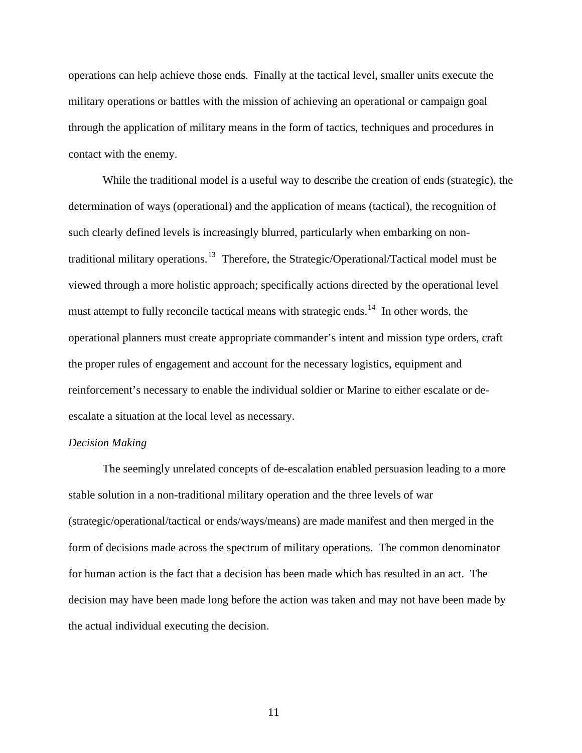operations can help achieve those ends. Finally at the tactical level, smaller units execute the military operations or battles with the mission of achieving an operational or campaign goal through the application of military means in the form of tactics, techniques and procedures in contact with the enemy.

While the traditional model is a useful way to describe the creation of ends (strategic), the determination of ways (operational) and the application of means (tactical), the recognition of such clearly defined levels is increasingly blurred, particularly when embarking on non-traditional military operations.[13] Therefore, the Strategic/Operational/Tactical model must be viewed through a more holistic approach; specifically actions directed by the operational level must attempt to fully reconcile tactical means with strategic ends.[14] In other words, the operational planners must create appropriate commander's intent and mission type orders, craft the proper rules of engagement and account for the necessary logistics, equipment and reinforcement's necessary to enable the individual soldier or Marine to either escalate or de-escalate a situation at the local level as necessary.

### Decision Making

The seemingly unrelated concepts of de-escalation enabled persuasion leading to a more stable solution in a non-traditional military operation and the three levels of war (strategic/operational/tactical or ends/ways/means) are made manifest and then merged in the form of decisions made across the spectrum of military operations. The common denominator for human action is the fact that a decision has been made which has resulted in an act. The decision may have been made long before the action was taken and may not have been made by the actual individual executing the decision.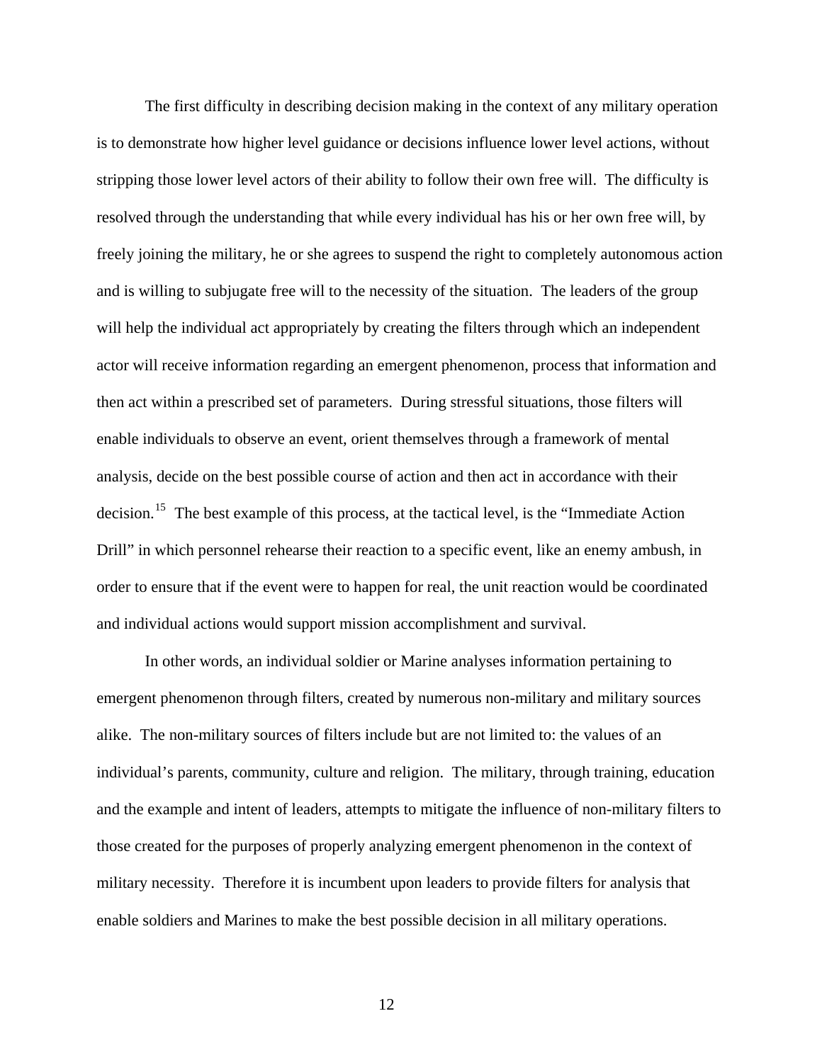The first difficulty in describing decision making in the context of any military operation is to demonstrate how higher level guidance or decisions influence lower level actions, without stripping those lower level actors of their ability to follow their own free will. The difficulty is resolved through the understanding that while every individual has his or her own free will, by freely joining the military, he or she agrees to suspend the right to completely autonomous action and is willing to subjugate free will to the necessity of the situation. The leaders of the group will help the individual act appropriately by creating the filters through which an independent actor will receive information regarding an emergent phenomenon, process that information and then act within a prescribed set of parameters. During stressful situations, those filters will enable individuals to observe an event, orient themselves through a framework of mental analysis, decide on the best possible course of action and then act in accordance with their decision.[15] The best example of this process, at the tactical level, is the "Immediate Action Drill" in which personnel rehearse their reaction to a specific event, like an enemy ambush, in order to ensure that if the event were to happen for real, the unit reaction would be coordinated and individual actions would support mission accomplishment and survival.

In other words, an individual soldier or Marine analyses information pertaining to emergent phenomenon through filters, created by numerous non-military and military sources alike. The non-military sources of filters include but are not limited to: the values of an individual's parents, community, culture and religion. The military, through training, education and the example and intent of leaders, attempts to mitigate the influence of non-military filters to those created for the purposes of properly analyzing emergent phenomenon in the context of military necessity. Therefore it is incumbent upon leaders to provide filters for analysis that enable soldiers and Marines to make the best possible decision in all military operations.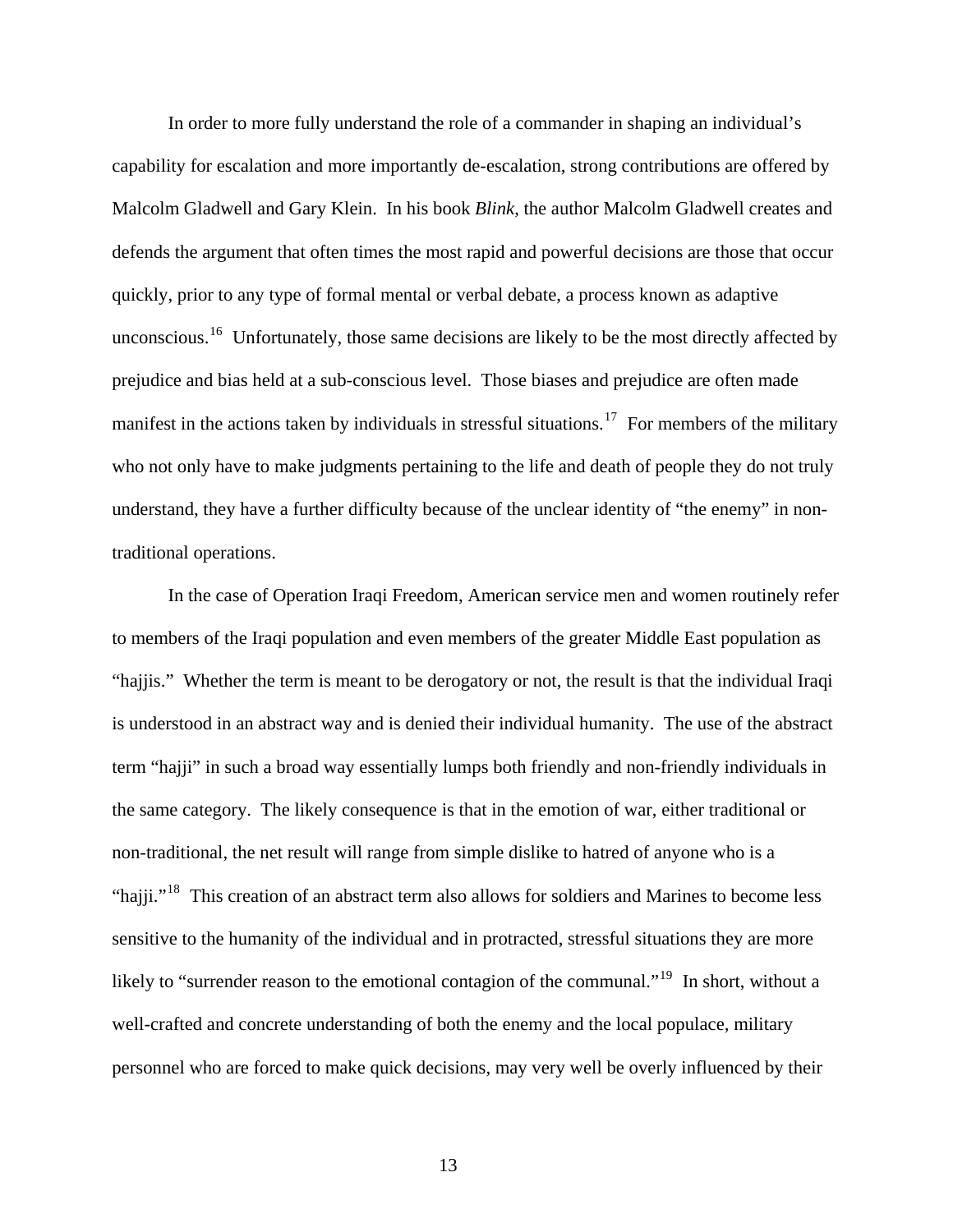In order to more fully understand the role of a commander in shaping an individual's capability for escalation and more importantly de-escalation, strong contributions are offered by Malcolm Gladwell and Gary Klein. In his book *Blink*, the author Malcolm Gladwell creates and defends the argument that often times the most rapid and powerful decisions are those that occur quickly, prior to any type of formal mental or verbal debate, a process known as adaptive unconscious.[16] Unfortunately, those same decisions are likely to be the most directly affected by prejudice and bias held at a sub-conscious level. Those biases and prejudice are often made manifest in the actions taken by individuals in stressful situations.[17] For members of the military who not only have to make judgments pertaining to the life and death of people they do not truly understand, they have a further difficulty because of the unclear identity of "the enemy" in non-traditional operations.

In the case of Operation Iraqi Freedom, American service men and women routinely refer to members of the Iraqi population and even members of the greater Middle East population as "hajjis." Whether the term is meant to be derogatory or not, the result is that the individual Iraqi is understood in an abstract way and is denied their individual humanity. The use of the abstract term "hajji" in such a broad way essentially lumps both friendly and non-friendly individuals in the same category. The likely consequence is that in the emotion of war, either traditional or non-traditional, the net result will range from simple dislike to hatred of anyone who is a "hajji."[18] This creation of an abstract term also allows for soldiers and Marines to become less sensitive to the humanity of the individual and in protracted, stressful situations they are more likely to "surrender reason to the emotional contagion of the communal."[19] In short, without a well-crafted and concrete understanding of both the enemy and the local populace, military personnel who are forced to make quick decisions, may very well be overly influenced by their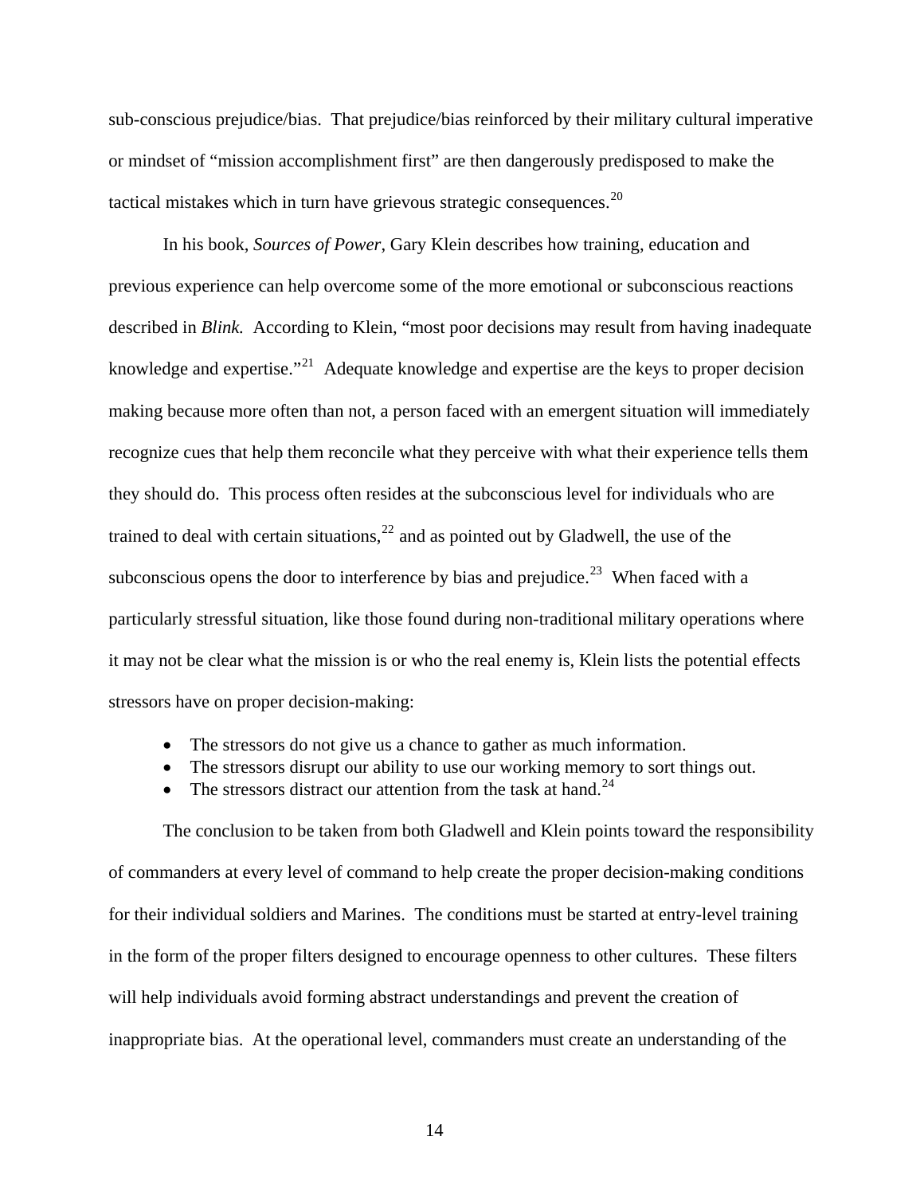sub-conscious prejudice/bias. That prejudice/bias reinforced by their military cultural imperative or mindset of "mission accomplishment first" are then dangerously predisposed to make the tactical mistakes which in turn have grievous strategic consequences.[20]

In his book, *Sources of Power*, Gary Klein describes how training, education and previous experience can help overcome some of the more emotional or subconscious reactions described in *Blink.* According to Klein, "most poor decisions may result from having inadequate knowledge and expertise."[21] Adequate knowledge and expertise are the keys to proper decision making because more often than not, a person faced with an emergent situation will immediately recognize cues that help them reconcile what they perceive with what their experience tells them they should do. This process often resides at the subconscious level for individuals who are trained to deal with certain situations,[22] and as pointed out by Gladwell, the use of the subconscious opens the door to interference by bias and prejudice.[23] When faced with a particularly stressful situation, like those found during non-traditional military operations where it may not be clear what the mission is or who the real enemy is, Klein lists the potential effects stressors have on proper decision-making:

- The stressors do not give us a chance to gather as much information.
- The stressors disrupt our ability to use our working memory to sort things out.
- The stressors distract our attention from the task at hand.[24]

The conclusion to be taken from both Gladwell and Klein points toward the responsibility of commanders at every level of command to help create the proper decision-making conditions for their individual soldiers and Marines. The conditions must be started at entry-level training in the form of the proper filters designed to encourage openness to other cultures. These filters will help individuals avoid forming abstract understandings and prevent the creation of inappropriate bias. At the operational level, commanders must create an understanding of the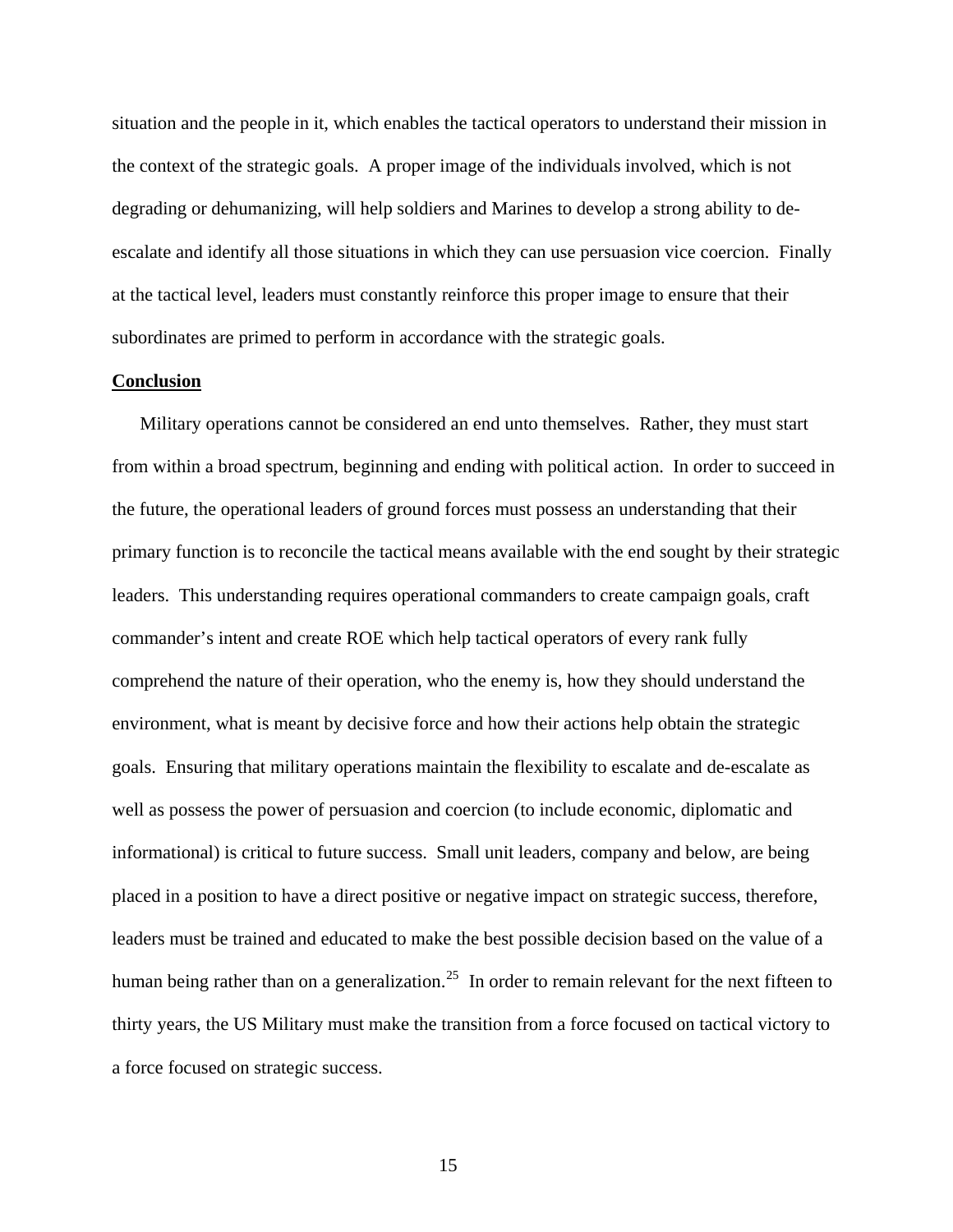situation and the people in it, which enables the tactical operators to understand their mission in the context of the strategic goals. A proper image of the individuals involved, which is not degrading or dehumanizing, will help soldiers and Marines to develop a strong ability to de-escalate and identify all those situations in which they can use persuasion vice coercion. Finally at the tactical level, leaders must constantly reinforce this proper image to ensure that their subordinates are primed to perform in accordance with the strategic goals.

**Conclusion**

Military operations cannot be considered an end unto themselves. Rather, they must start from within a broad spectrum, beginning and ending with political action. In order to succeed in the future, the operational leaders of ground forces must possess an understanding that their primary function is to reconcile the tactical means available with the end sought by their strategic leaders. This understanding requires operational commanders to create campaign goals, craft commander's intent and create ROE which help tactical operators of every rank fully comprehend the nature of their operation, who the enemy is, how they should understand the environment, what is meant by decisive force and how their actions help obtain the strategic goals. Ensuring that military operations maintain the flexibility to escalate and de-escalate as well as possess the power of persuasion and coercion (to include economic, diplomatic and informational) is critical to future success. Small unit leaders, company and below, are being placed in a position to have a direct positive or negative impact on strategic success, therefore, leaders must be trained and educated to make the best possible decision based on the value of a human being rather than on a generalization.[25] In order to remain relevant for the next fifteen to thirty years, the US Military must make the transition from a force focused on tactical victory to a force focused on strategic success.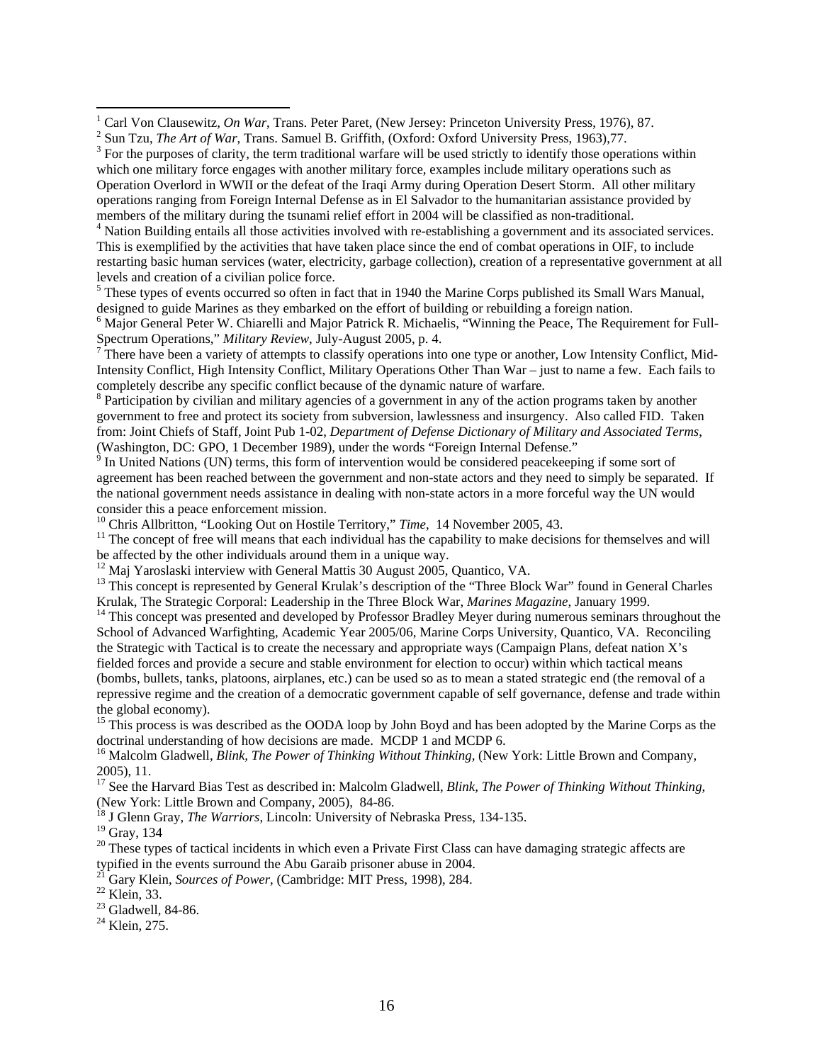[1] Carl Von Clausewitz, *On War*, Trans. Peter Paret, (New Jersey: Princeton University Press, 1976), 87.

[2] Sun Tzu, *The Art of War*, Trans. Samuel B. Griffith, (Oxford: Oxford University Press, 1963),77.

[3] For the purposes of clarity, the term traditional warfare will be used strictly to identify those operations within which one military force engages with another military force, examples include military operations such as Operation Overlord in WWII or the defeat of the Iraqi Army during Operation Desert Storm. All other military operations ranging from Foreign Internal Defense as in El Salvador to the humanitarian assistance provided by members of the military during the tsunami relief effort in 2004 will be classified as non-traditional.

[4] Nation Building entails all those activities involved with re-establishing a government and its associated services. This is exemplified by the activities that have taken place since the end of combat operations in OIF, to include restarting basic human services (water, electricity, garbage collection), creation of a representative government at all levels and creation of a civilian police force.

[5] These types of events occurred so often in fact that in 1940 the Marine Corps published its Small Wars Manual, designed to guide Marines as they embarked on the effort of building or rebuilding a foreign nation.

[6] Major General Peter W. Chiarelli and Major Patrick R. Michaelis, "Winning the Peace, The Requirement for Full-Spectrum Operations," *Military Review*, July-August 2005, p. 4.

[7] There have been a variety of attempts to classify operations into one type or another, Low Intensity Conflict, Mid-Intensity Conflict, High Intensity Conflict, Military Operations Other Than War – just to name a few. Each fails to completely describe any specific conflict because of the dynamic nature of warfare.

[8] Participation by civilian and military agencies of a government in any of the action programs taken by another government to free and protect its society from subversion, lawlessness and insurgency. Also called FID. Taken from: Joint Chiefs of Staff, Joint Pub 1-02, *Department of Defense Dictionary of Military and Associated Terms*, (Washington, DC: GPO, 1 December 1989), under the words "Foreign Internal Defense."

[9] In United Nations (UN) terms, this form of intervention would be considered peacekeeping if some sort of agreement has been reached between the government and non-state actors and they need to simply be separated. If the national government needs assistance in dealing with non-state actors in a more forceful way the UN would consider this a peace enforcement mission.

[10] Chris Allbritton, "Looking Out on Hostile Territory," *Time*, 14 November 2005, 43.

[11] The concept of free will means that each individual has the capability to make decisions for themselves and will be affected by the other individuals around them in a unique way.

[12] Maj Yaroslaski interview with General Mattis 30 August 2005, Quantico, VA.

[13] This concept is represented by General Krulak's description of the "Three Block War" found in General Charles Krulak, The Strategic Corporal: Leadership in the Three Block War, *Marines Magazine*, January 1999.

[14] This concept was presented and developed by Professor Bradley Meyer during numerous seminars throughout the School of Advanced Warfighting, Academic Year 2005/06, Marine Corps University, Quantico, VA. Reconciling the Strategic with Tactical is to create the necessary and appropriate ways (Campaign Plans, defeat nation X's fielded forces and provide a secure and stable environment for election to occur) within which tactical means (bombs, bullets, tanks, platoons, airplanes, etc.) can be used so as to mean a stated strategic end (the removal of a repressive regime and the creation of a democratic government capable of self governance, defense and trade within the global economy).

[15] This process is was described as the OODA loop by John Boyd and has been adopted by the Marine Corps as the doctrinal understanding of how decisions are made. MCDP 1 and MCDP 6.

[16] Malcolm Gladwell, *Blink, The Power of Thinking Without Thinking*, (New York: Little Brown and Company, 2005), 11.

[17] See the Harvard Bias Test as described in: Malcolm Gladwell, *Blink, The Power of Thinking Without Thinking*, (New York: Little Brown and Company, 2005), 84-86.

[18] J Glenn Gray, *The Warriors*, Lincoln: University of Nebraska Press, 134-135.

[19] Gray, 134

[20] These types of tactical incidents in which even a Private First Class can have damaging strategic affects are typified in the events surround the Abu Garaib prisoner abuse in 2004.

[21] Gary Klein, *Sources of Power*, (Cambridge: MIT Press, 1998), 284.

[22] Klein, 33.

[23] Gladwell, 84-86.

[24] Klein, 275.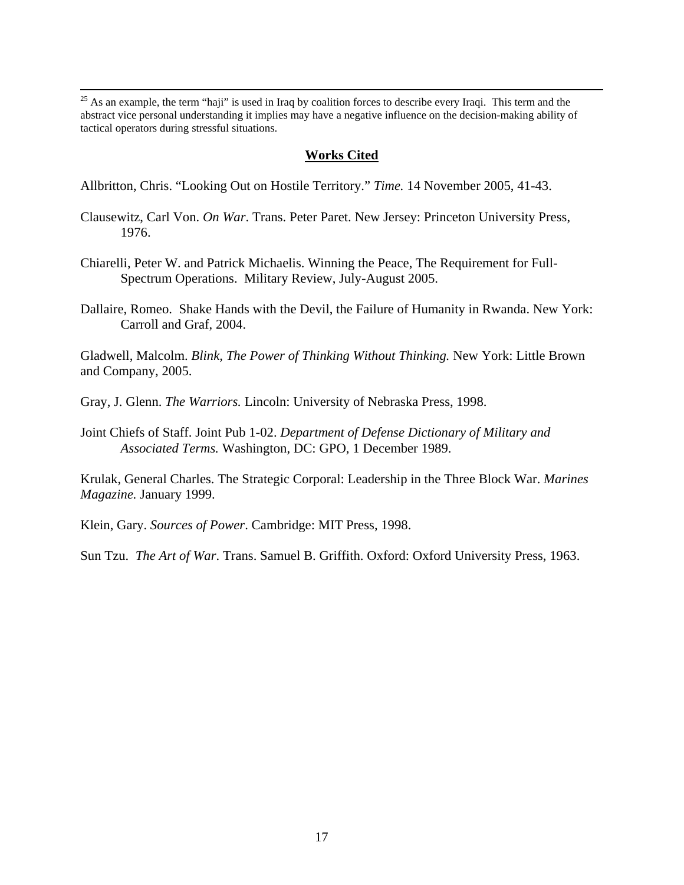[25] As an example, the term "haji" is used in Iraq by coalition forces to describe every Iraqi. This term and the abstract vice personal understanding it implies may have a negative influence on the decision-making ability of tactical operators during stressful situations.

## Works Cited

Allbritton, Chris. "Looking Out on Hostile Territory." *Time.* 14 November 2005, 41-43.

Clausewitz, Carl Von. *On War*. Trans. Peter Paret. New Jersey: Princeton University Press, 1976.

Chiarelli, Peter W. and Patrick Michaelis. Winning the Peace, The Requirement for Full-Spectrum Operations. Military Review, July-August 2005.

Dallaire, Romeo. Shake Hands with the Devil, the Failure of Humanity in Rwanda. New York: Carroll and Graf, 2004.

Gladwell, Malcolm. *Blink, The Power of Thinking Without Thinking.* New York: Little Brown and Company, 2005.

Gray, J. Glenn. *The Warriors.* Lincoln: University of Nebraska Press, 1998.

Joint Chiefs of Staff. Joint Pub 1-02. *Department of Defense Dictionary of Military and Associated Terms.* Washington, DC: GPO, 1 December 1989.

Krulak, General Charles. The Strategic Corporal: Leadership in the Three Block War. *Marines Magazine.* January 1999.

Klein, Gary. *Sources of Power*. Cambridge: MIT Press, 1998.

Sun Tzu. *The Art of War*. Trans. Samuel B. Griffith. Oxford: Oxford University Press, 1963.